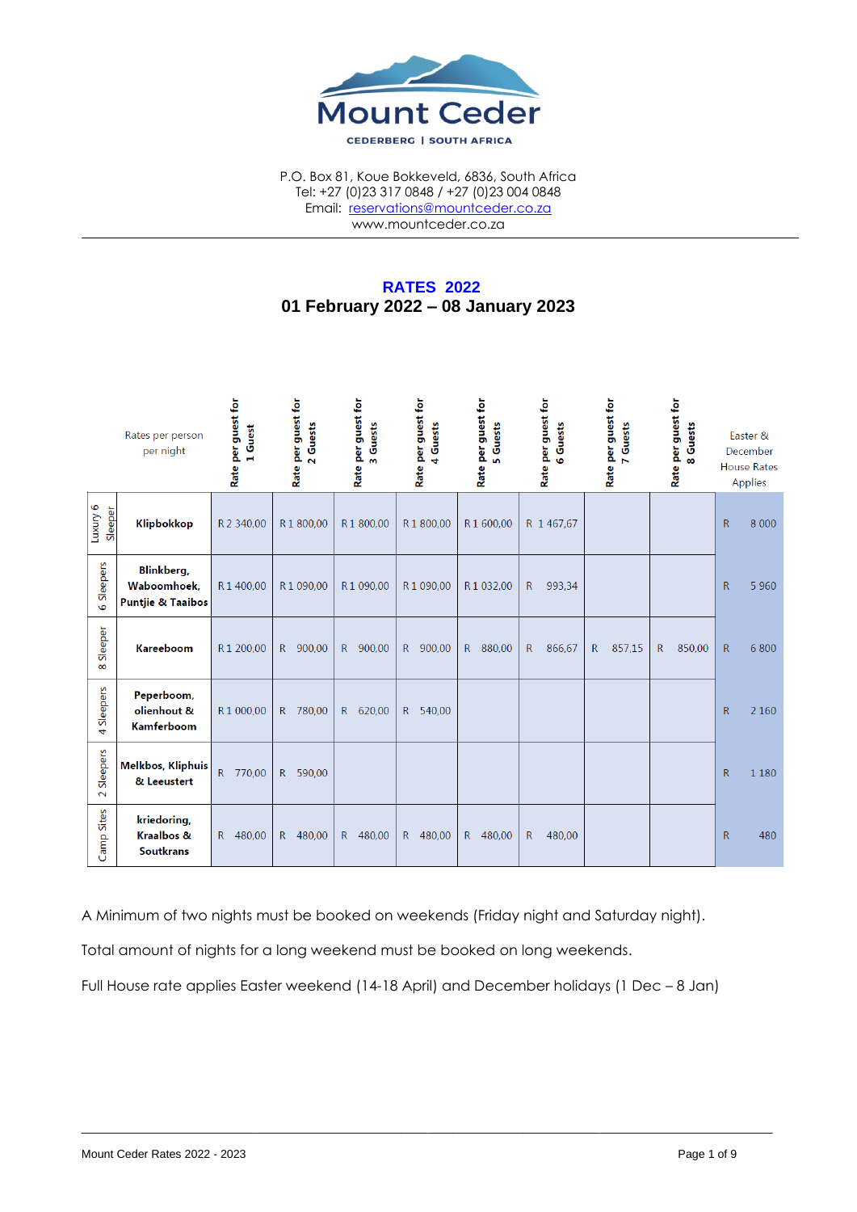# Mount Ceder

CEDERBERG | SOUTH AFRICA

P.O. Box 81, Koue Bokkeveld, 6836, South Africa
Tel: +27 (0)23 317 0848 / +27 (0)23 004 0848
Email: reservations@mountceder.co.za
www.mountceder.co.za

## RATES 2022

## 01 February 2022 – 08 January 2023

| | Rates per person per night | Rate per guest for 1 Guest | Rate per guest for 2 Guests | Rate per guest for 3 Guests | Rate per guest for 4 Guests | Rate per guest for 5 Guests | Rate per guest for 6 Guests | Rate per guest for 7 Guests | Rate per guest for 8 Guests | Easter & December House Rates Applies |
|---|---|---|---|---|---|---|---|---|---|---|
| Luxury 6 Sleeper | **Klipbokkop** | R 2 340,00 | R 1 800,00 | R 1 800,00 | R 1 800,00 | R 1 600,00 | R 1 467,67 | | | R 8 000 |
| 6 Sleepers | **Blinkberg, Waboomhoek, Puntjie & Taaibos** | R 1 400,00 | R 1 090,00 | R 1 090,00 | R 1 090,00 | R 1 032,00 | R 993,34 | | | R 5 960 |
| 8 Sleeper | **Kareeboom** | R 1 200,00 | R 900,00 | R 900,00 | R 900,00 | R 880,00 | R 866,67 | R 857,15 | R 850,00 | R 6 800 |
| 4 Sleepers | **Peperboom, olienhout & Kamferboom** | R 1 000,00 | R 780,00 | R 620,00 | R 540,00 | | | | | R 2 160 |
| 2 Sleepers | **Melkbos, Kliphuis & Leeustert** | R 770,00 | R 590,00 | | | | | | | R 1 180 |
| Camp Sites | **kriedoring, Kraalbos & Soutkrans** | R 480,00 | R 480,00 | R 480,00 | R 480,00 | R 480,00 | R 480,00 | | | R 480 |

A Minimum of two nights must be booked on weekends (Friday night and Saturday night).

Total amount of nights for a long weekend must be booked on long weekends.

Full House rate applies Easter weekend (14-18 April) and December holidays (1 Dec – 8 Jan)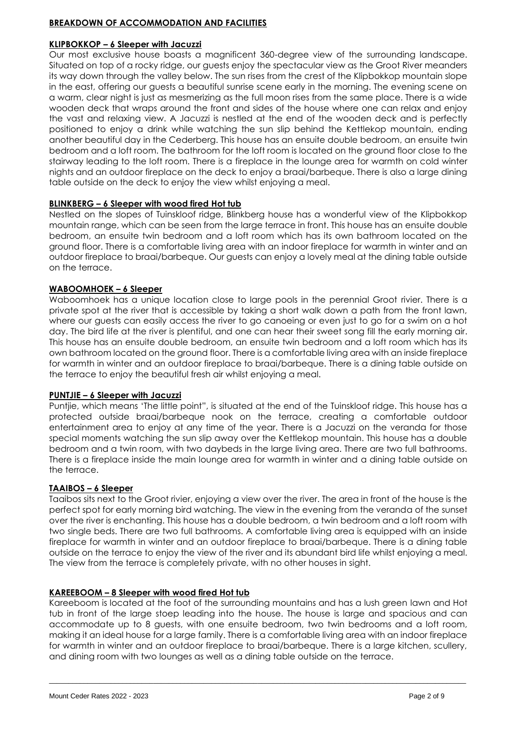## BREAKDOWN OF ACCOMMODATION AND FACILITIES

### KLIPBOKKOP – 6 Sleeper with Jacuzzi

Our most exclusive house boasts a magnificent 360-degree view of the surrounding landscape. Situated on top of a rocky ridge, our guests enjoy the spectacular view as the Groot River meanders its way down through the valley below. The sun rises from the crest of the Klipbokkop mountain slope in the east, offering our guests a beautiful sunrise scene early in the morning. The evening scene on a warm, clear night is just as mesmerizing as the full moon rises from the same place. There is a wide wooden deck that wraps around the front and sides of the house where one can relax and enjoy the vast and relaxing view. A Jacuzzi is nestled at the end of the wooden deck and is perfectly positioned to enjoy a drink while watching the sun slip behind the Kettlekop mountain, ending another beautiful day in the Cederberg. This house has an ensuite double bedroom, an ensuite twin bedroom and a loft room. The bathroom for the loft room is located on the ground floor close to the stairway leading to the loft room. There is a fireplace in the lounge area for warmth on cold winter nights and an outdoor fireplace on the deck to enjoy a braai/barbeque. There is also a large dining table outside on the deck to enjoy the view whilst enjoying a meal.

### BLINKBERG – 6 Sleeper with wood fired Hot tub

Nestled on the slopes of Tuinskloof ridge, Blinkberg house has a wonderful view of the Klipbokkop mountain range, which can be seen from the large terrace in front. This house has an ensuite double bedroom, an ensuite twin bedroom and a loft room which has its own bathroom located on the ground floor. There is a comfortable living area with an indoor fireplace for warmth in winter and an outdoor fireplace to braai/barbeque. Our guests can enjoy a lovely meal at the dining table outside on the terrace.

### WABOOMHOEK – 6 Sleeper

Waboomhoek has a unique location close to large pools in the perennial Groot rivier. There is a private spot at the river that is accessible by taking a short walk down a path from the front lawn, where our guests can easily access the river to go canoeing or even just to go for a swim on a hot day. The bird life at the river is plentiful, and one can hear their sweet song fill the early morning air. This house has an ensuite double bedroom, an ensuite twin bedroom and a loft room which has its own bathroom located on the ground floor. There is a comfortable living area with an inside fireplace for warmth in winter and an outdoor fireplace to braai/barbeque. There is a dining table outside on the terrace to enjoy the beautiful fresh air whilst enjoying a meal.

### PUNTJIE – 6 Sleeper with Jacuzzi

Puntjie, which means 'The little point", is situated at the end of the Tuinskloof ridge. This house has a protected outside braai/barbeque nook on the terrace, creating a comfortable outdoor entertainment area to enjoy at any time of the year. There is a Jacuzzi on the veranda for those special moments watching the sun slip away over the Kettlekop mountain. This house has a double bedroom and a twin room, with two daybeds in the large living area. There are two full bathrooms. There is a fireplace inside the main lounge area for warmth in winter and a dining table outside on the terrace.

### TAAIBOS – 6 Sleeper

Taaibos sits next to the Groot rivier, enjoying a view over the river. The area in front of the house is the perfect spot for early morning bird watching. The view in the evening from the veranda of the sunset over the river is enchanting. This house has a double bedroom, a twin bedroom and a loft room with two single beds. There are two full bathrooms. A comfortable living area is equipped with an inside fireplace for warmth in winter and an outdoor fireplace to braai/barbeque. There is a dining table outside on the terrace to enjoy the view of the river and its abundant bird life whilst enjoying a meal. The view from the terrace is completely private, with no other houses in sight.

### KAREEBOOM – 8 Sleeper with wood fired Hot tub

Kareeboom is located at the foot of the surrounding mountains and has a lush green lawn and Hot tub in front of the large stoep leading into the house. The house is large and spacious and can accommodate up to 8 guests, with one ensuite bedroom, two twin bedrooms and a loft room, making it an ideal house for a large family. There is a comfortable living area with an indoor fireplace for warmth in winter and an outdoor fireplace to braai/barbeque. There is a large kitchen, scullery, and dining room with two lounges as well as a dining table outside on the terrace.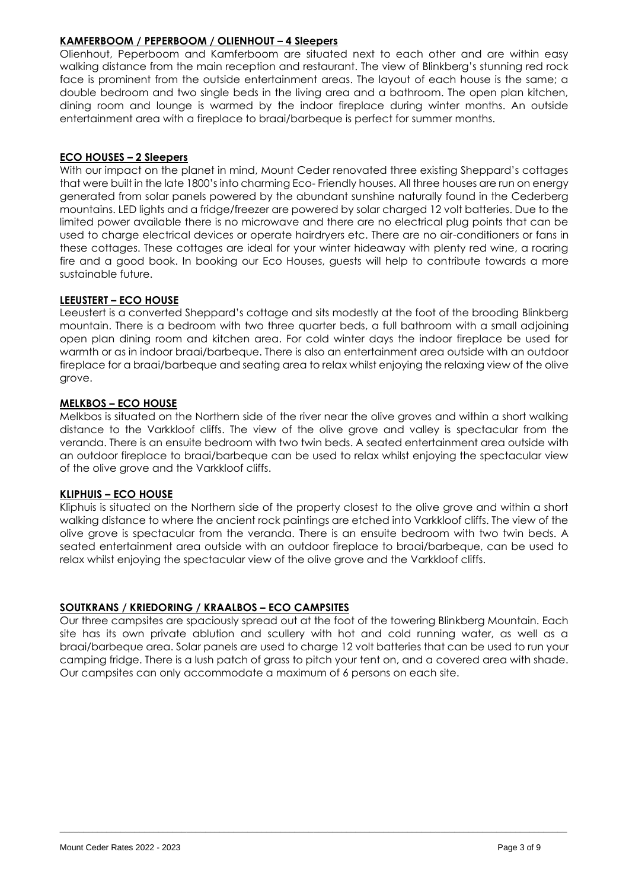## KAMFERBOOM / PEPERBOOM / OLIENHOUT – 4 Sleepers

Olienhout, Peperboom and Kamferboom are situated next to each other and are within easy walking distance from the main reception and restaurant. The view of Blinkberg's stunning red rock face is prominent from the outside entertainment areas. The layout of each house is the same; a double bedroom and two single beds in the living area and a bathroom. The open plan kitchen, dining room and lounge is warmed by the indoor fireplace during winter months. An outside entertainment area with a fireplace to braai/barbeque is perfect for summer months.

## ECO HOUSES – 2 Sleepers

With our impact on the planet in mind, Mount Ceder renovated three existing Sheppard's cottages that were built in the late 1800's into charming Eco- Friendly houses. All three houses are run on energy generated from solar panels powered by the abundant sunshine naturally found in the Cederberg mountains. LED lights and a fridge/freezer are powered by solar charged 12 volt batteries. Due to the limited power available there is no microwave and there are no electrical plug points that can be used to charge electrical devices or operate hairdryers etc. There are no air-conditioners or fans in these cottages. These cottages are ideal for your winter hideaway with plenty red wine, a roaring fire and a good book. In booking our Eco Houses, guests will help to contribute towards a more sustainable future.

## LEEUSTERT – ECO HOUSE

Leeustert is a converted Sheppard's cottage and sits modestly at the foot of the brooding Blinkberg mountain. There is a bedroom with two three quarter beds, a full bathroom with a small adjoining open plan dining room and kitchen area. For cold winter days the indoor fireplace be used for warmth or as in indoor braai/barbeque. There is also an entertainment area outside with an outdoor fireplace for a braai/barbeque and seating area to relax whilst enjoying the relaxing view of the olive grove.

## MELKBOS – ECO HOUSE

Melkbos is situated on the Northern side of the river near the olive groves and within a short walking distance to the Varkkloof cliffs. The view of the olive grove and valley is spectacular from the veranda. There is an ensuite bedroom with two twin beds. A seated entertainment area outside with an outdoor fireplace to braai/barbeque can be used to relax whilst enjoying the spectacular view of the olive grove and the Varkkloof cliffs.

## KLIPHUIS – ECO HOUSE

Kliphuis is situated on the Northern side of the property closest to the olive grove and within a short walking distance to where the ancient rock paintings are etched into Varkkloof cliffs. The view of the olive grove is spectacular from the veranda. There is an ensuite bedroom with two twin beds. A seated entertainment area outside with an outdoor fireplace to braai/barbeque, can be used to relax whilst enjoying the spectacular view of the olive grove and the Varkkloof cliffs.

## SOUTKRANS / KRIEDORING / KRAALBOS – ECO CAMPSITES

Our three campsites are spaciously spread out at the foot of the towering Blinkberg Mountain. Each site has its own private ablution and scullery with hot and cold running water, as well as a braai/barbeque area. Solar panels are used to charge 12 volt batteries that can be used to run your camping fridge. There is a lush patch of grass to pitch your tent on, and a covered area with shade. Our campsites can only accommodate a maximum of 6 persons on each site.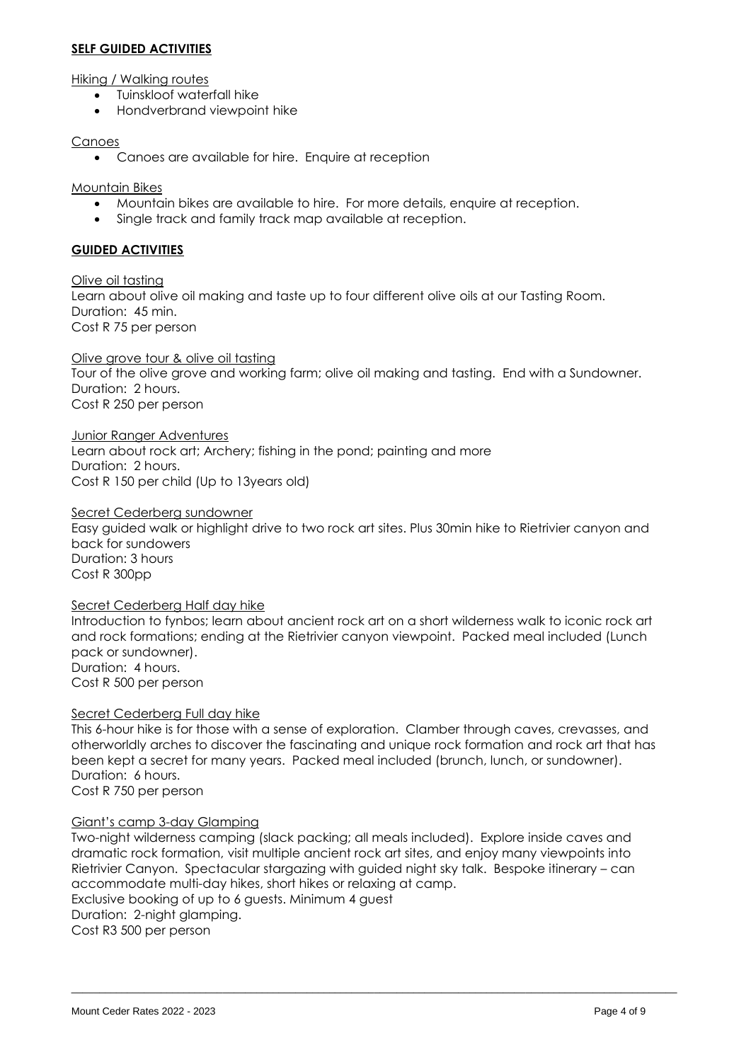## SELF GUIDED ACTIVITIES

Hiking / Walking routes

- Tuinskloof waterfall hike
- Hondverbrand viewpoint hike

Canoes

- Canoes are available for hire. Enquire at reception

Mountain Bikes

- Mountain bikes are available to hire. For more details, enquire at reception.
- Single track and family track map available at reception.

## GUIDED ACTIVITIES

Olive oil tasting
Learn about olive oil making and taste up to four different olive oils at our Tasting Room.
Duration: 45 min.
Cost R 75 per person

Olive grove tour & olive oil tasting
Tour of the olive grove and working farm; olive oil making and tasting. End with a Sundowner.
Duration: 2 hours.
Cost R 250 per person

Junior Ranger Adventures
Learn about rock art; Archery; fishing in the pond; painting and more
Duration: 2 hours.
Cost R 150 per child (Up to 13years old)

Secret Cederberg sundowner
Easy guided walk or highlight drive to two rock art sites. Plus 30min hike to Rietrivier canyon and back for sundowers
Duration: 3 hours
Cost R 300pp

Secret Cederberg Half day hike
Introduction to fynbos; learn about ancient rock art on a short wilderness walk to iconic rock art and rock formations; ending at the Rietrivier canyon viewpoint. Packed meal included (Lunch pack or sundowner).
Duration: 4 hours.
Cost R 500 per person

Secret Cederberg Full day hike
This 6-hour hike is for those with a sense of exploration. Clamber through caves, crevasses, and otherworldly arches to discover the fascinating and unique rock formation and rock art that has been kept a secret for many years. Packed meal included (brunch, lunch, or sundowner).
Duration: 6 hours.
Cost R 750 per person

Giant's camp 3-day Glamping
Two-night wilderness camping (slack packing; all meals included). Explore inside caves and dramatic rock formation, visit multiple ancient rock art sites, and enjoy many viewpoints into Rietrivier Canyon. Spectacular stargazing with guided night sky talk. Bespoke itinerary – can accommodate multi-day hikes, short hikes or relaxing at camp.
Exclusive booking of up to 6 guests. Minimum 4 guest
Duration: 2-night glamping.
Cost R3 500 per person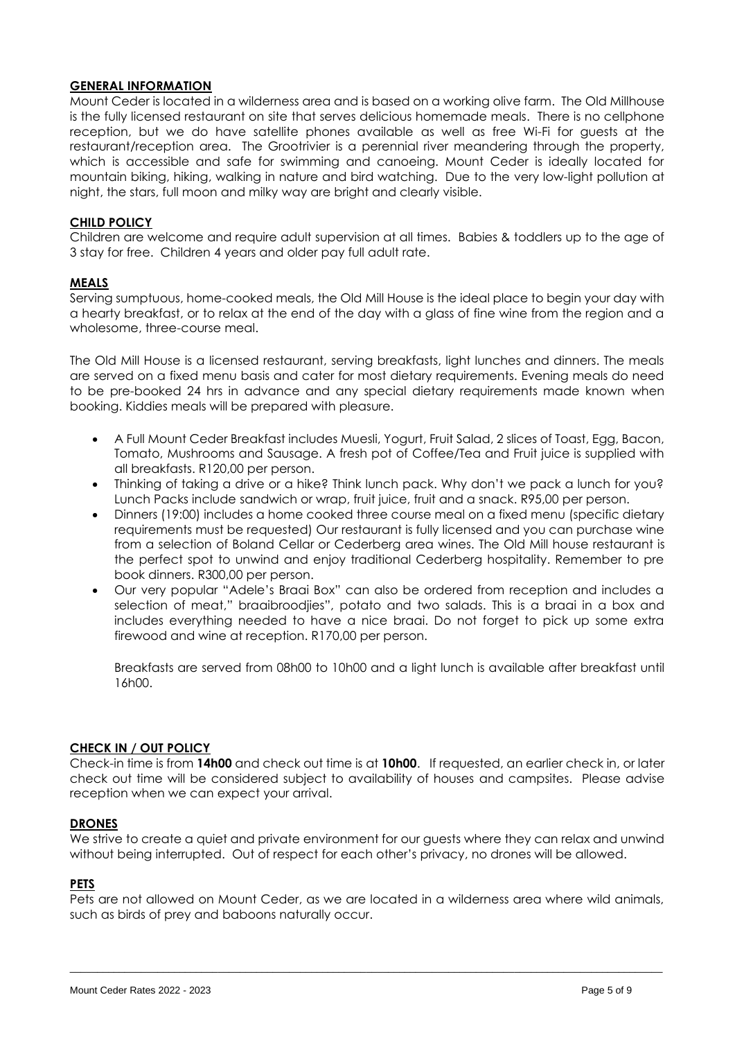## GENERAL INFORMATION

Mount Ceder is located in a wilderness area and is based on a working olive farm. The Old Millhouse is the fully licensed restaurant on site that serves delicious homemade meals. There is no cellphone reception, but we do have satellite phones available as well as free Wi-Fi for guests at the restaurant/reception area. The Grootrivier is a perennial river meandering through the property, which is accessible and safe for swimming and canoeing. Mount Ceder is ideally located for mountain biking, hiking, walking in nature and bird watching. Due to the very low-light pollution at night, the stars, full moon and milky way are bright and clearly visible.

## CHILD POLICY

Children are welcome and require adult supervision at all times. Babies & toddlers up to the age of 3 stay for free. Children 4 years and older pay full adult rate.

## MEALS

Serving sumptuous, home-cooked meals, the Old Mill House is the ideal place to begin your day with a hearty breakfast, or to relax at the end of the day with a glass of fine wine from the region and a wholesome, three-course meal.

The Old Mill House is a licensed restaurant, serving breakfasts, light lunches and dinners. The meals are served on a fixed menu basis and cater for most dietary requirements. Evening meals do need to be pre-booked 24 hrs in advance and any special dietary requirements made known when booking. Kiddies meals will be prepared with pleasure.

- A Full Mount Ceder Breakfast includes Muesli, Yogurt, Fruit Salad, 2 slices of Toast, Egg, Bacon, Tomato, Mushrooms and Sausage. A fresh pot of Coffee/Tea and Fruit juice is supplied with all breakfasts. R120,00 per person.
- Thinking of taking a drive or a hike? Think lunch pack. Why don't we pack a lunch for you? Lunch Packs include sandwich or wrap, fruit juice, fruit and a snack. R95,00 per person.
- Dinners (19:00) includes a home cooked three course meal on a fixed menu (specific dietary requirements must be requested) Our restaurant is fully licensed and you can purchase wine from a selection of Boland Cellar or Cederberg area wines. The Old Mill house restaurant is the perfect spot to unwind and enjoy traditional Cederberg hospitality. Remember to pre book dinners. R300,00 per person.
- Our very popular "Adele's Braai Box" can also be ordered from reception and includes a selection of meat," braaibroodjies", potato and two salads. This is a braai in a box and includes everything needed to have a nice braai. Do not forget to pick up some extra firewood and wine at reception. R170,00 per person.

  Breakfasts are served from 08h00 to 10h00 and a light lunch is available after breakfast until 16h00.

## CHECK IN / OUT POLICY

Check-in time is from **14h00** and check out time is at **10h00**. If requested, an earlier check in, or later check out time will be considered subject to availability of houses and campsites. Please advise reception when we can expect your arrival.

## DRONES

We strive to create a quiet and private environment for our guests where they can relax and unwind without being interrupted. Out of respect for each other's privacy, no drones will be allowed.

## PETS

Pets are not allowed on Mount Ceder, as we are located in a wilderness area where wild animals, such as birds of prey and baboons naturally occur.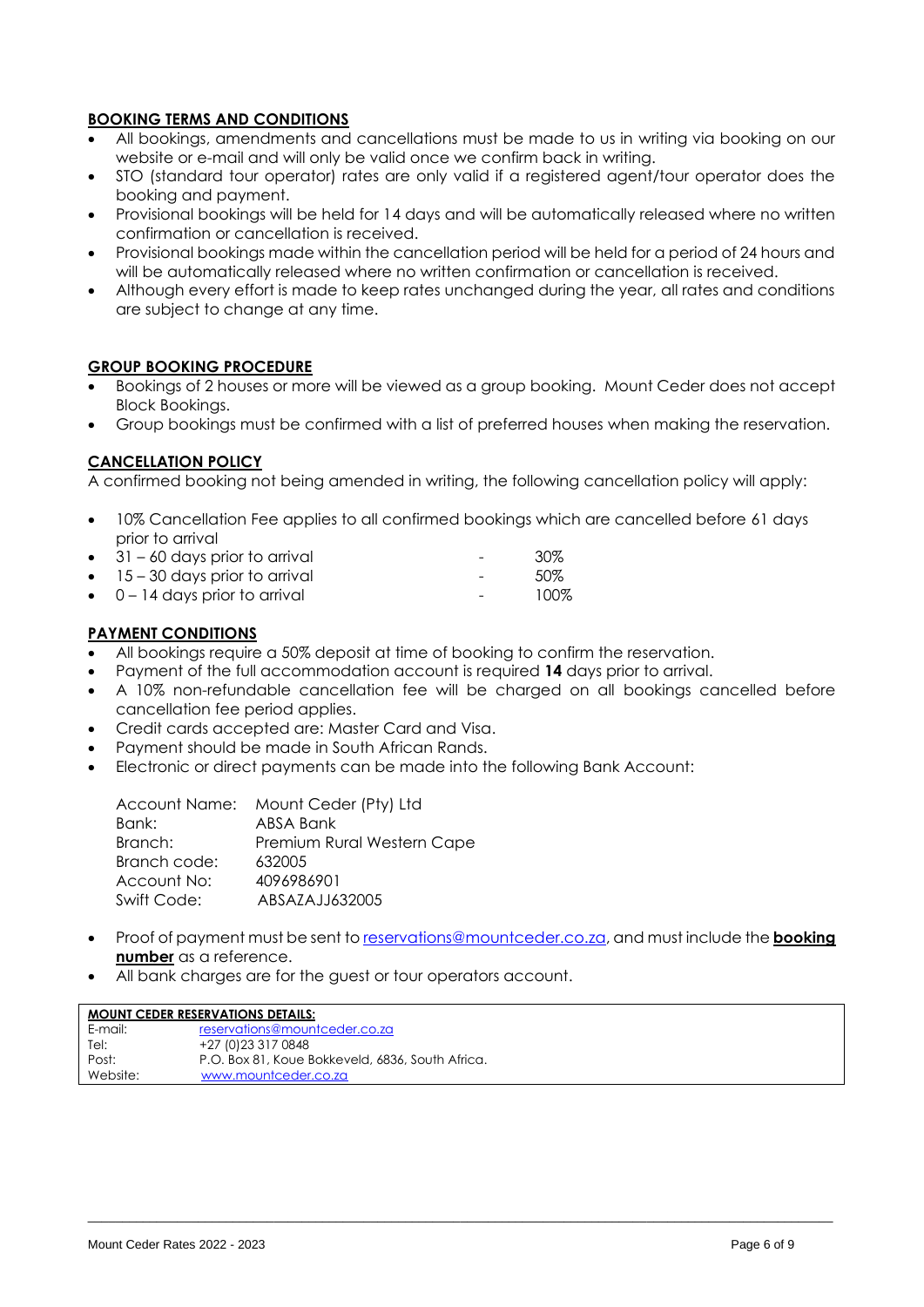## BOOKING TERMS AND CONDITIONS

- All bookings, amendments and cancellations must be made to us in writing via booking on our website or e-mail and will only be valid once we confirm back in writing.
- STO (standard tour operator) rates are only valid if a registered agent/tour operator does the booking and payment.
- Provisional bookings will be held for 14 days and will be automatically released where no written confirmation or cancellation is received.
- Provisional bookings made within the cancellation period will be held for a period of 24 hours and will be automatically released where no written confirmation or cancellation is received.
- Although every effort is made to keep rates unchanged during the year, all rates and conditions are subject to change at any time.

## GROUP BOOKING PROCEDURE

- Bookings of 2 houses or more will be viewed as a group booking. Mount Ceder does not accept Block Bookings.
- Group bookings must be confirmed with a list of preferred houses when making the reservation.

## CANCELLATION POLICY

A confirmed booking not being amended in writing, the following cancellation policy will apply:

- 10% Cancellation Fee applies to all confirmed bookings which are cancelled before 61 days prior to arrival
- 31 – 60 days prior to arrival - 30%
- 15 – 30 days prior to arrival - 50%
- 0 – 14 days prior to arrival - 100%

## PAYMENT CONDITIONS

- All bookings require a 50% deposit at time of booking to confirm the reservation.
- Payment of the full accommodation account is required **14** days prior to arrival.
- A 10% non-refundable cancellation fee will be charged on all bookings cancelled before cancellation fee period applies.
- Credit cards accepted are: Master Card and Visa.
- Payment should be made in South African Rands.
- Electronic or direct payments can be made into the following Bank Account:

| | |
|---|---|
| Account Name: | Mount Ceder (Pty) Ltd |
| Bank: | ABSA Bank |
| Branch: | Premium Rural Western Cape |
| Branch code: | 632005 |
| Account No: | 4096986901 |
| Swift Code: | ABSAZAJJ632005 |

- Proof of payment must be sent to reservations@mountceder.co.za, and must include the **booking number** as a reference.
- All bank charges are for the guest or tour operators account.

| **MOUNT CEDER RESERVATIONS DETAILS:** | |
|---|---|
| E-mail: | reservations@mountceder.co.za |
| Tel: | +27 (0)23 317 0848 |
| Post: | P.O. Box 81, Koue Bokkeveld, 6836, South Africa. |
| Website: | www.mountceder.co.za |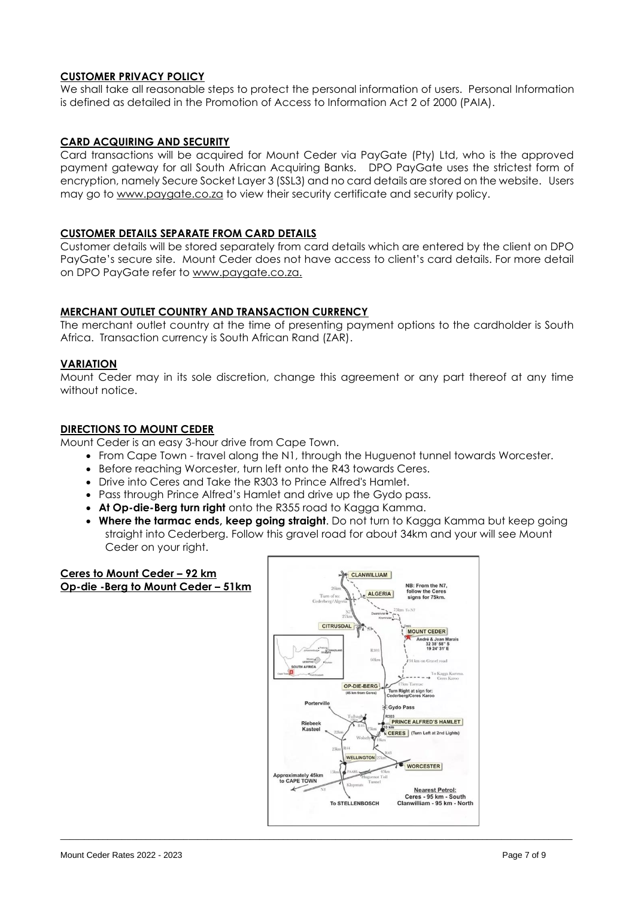## CUSTOMER PRIVACY POLICY

We shall take all reasonable steps to protect the personal information of users. Personal Information is defined as detailed in the Promotion of Access to Information Act 2 of 2000 (PAIA).

## CARD ACQUIRING AND SECURITY

Card transactions will be acquired for Mount Ceder via PayGate (Pty) Ltd, who is the approved payment gateway for all South African Acquiring Banks. DPO PayGate uses the strictest form of encryption, namely Secure Socket Layer 3 (SSL3) and no card details are stored on the website. Users may go to www.paygate.co.za to view their security certificate and security policy.

## CUSTOMER DETAILS SEPARATE FROM CARD DETAILS

Customer details will be stored separately from card details which are entered by the client on DPO PayGate's secure site. Mount Ceder does not have access to client's card details. For more detail on DPO PayGate refer to www.paygate.co.za.

## MERCHANT OUTLET COUNTRY AND TRANSACTION CURRENCY

The merchant outlet country at the time of presenting payment options to the cardholder is South Africa. Transaction currency is South African Rand (ZAR).

## VARIATION

Mount Ceder may in its sole discretion, change this agreement or any part thereof at any time without notice.

## DIRECTIONS TO MOUNT CEDER

Mount Ceder is an easy 3-hour drive from Cape Town.

- From Cape Town - travel along the N1, through the Huguenot tunnel towards Worcester.
- Before reaching Worcester, turn left onto the R43 towards Ceres.
- Drive into Ceres and Take the R303 to Prince Alfred's Hamlet.
- Pass through Prince Alfred's Hamlet and drive up the Gydo pass.
- **At Op-die-Berg turn right** onto the R355 road to Kagga Kamma.
- **Where the tarmac ends, keep going straight**. Do not turn to Kagga Kamma but keep going straight into Cederberg. Follow this gravel road for about 34km and your will see Mount Ceder on your right.

**Ceres to Mount Ceder – 92 km**
**Op-die -Berg to Mount Ceder – 51km**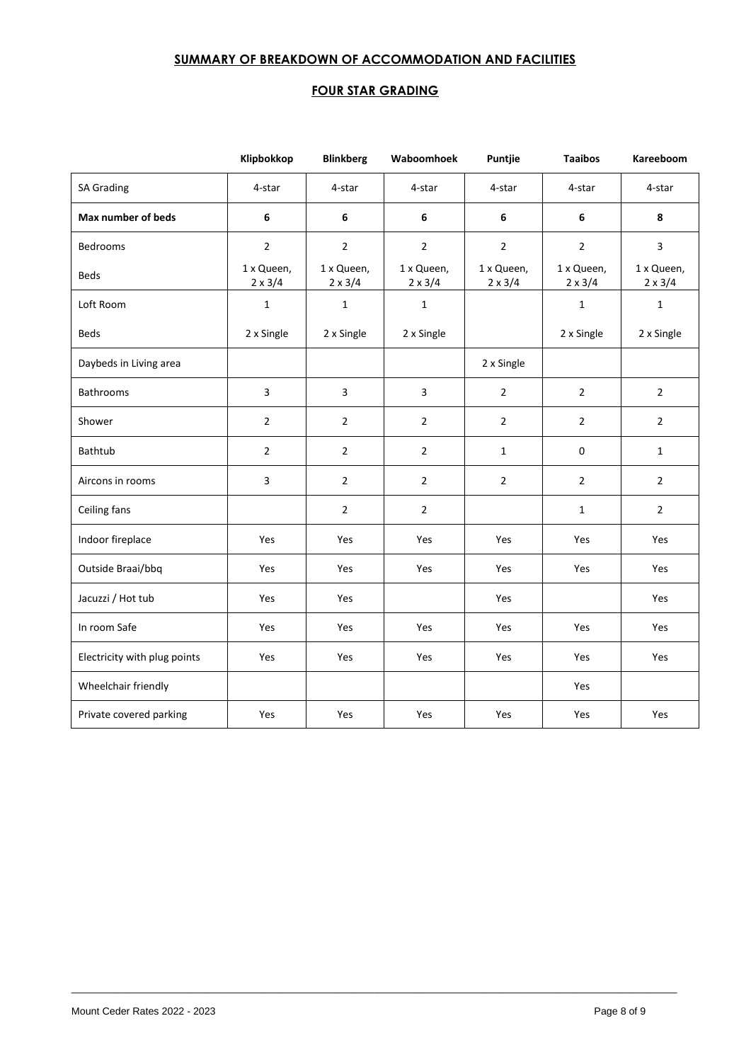## SUMMARY OF BREAKDOWN OF ACCOMMODATION AND FACILITIES

### FOUR STAR GRADING

| | Klipbokkop | Blinkberg | Waboomhoek | Puntjie | Taaibos | Kareeboom |
|---|---|---|---|---|---|---|
| SA Grading | 4-star | 4-star | 4-star | 4-star | 4-star | 4-star |
| **Max number of beds** | **6** | **6** | **6** | **6** | **6** | **8** |
| Bedrooms | 2 | 2 | 2 | 2 | 2 | 3 |
| Beds | 1 x Queen, 2 x 3/4 | 1 x Queen, 2 x 3/4 | 1 x Queen, 2 x 3/4 | 1 x Queen, 2 x 3/4 | 1 x Queen, 2 x 3/4 | 1 x Queen, 2 x 3/4 |
| Loft Room | 1 | 1 | 1 | | 1 | 1 |
| Beds | 2 x Single | 2 x Single | 2 x Single | | 2 x Single | 2 x Single |
| Daybeds in Living area | | | | 2 x Single | | |
| Bathrooms | 3 | 3 | 3 | 2 | 2 | 2 |
| Shower | 2 | 2 | 2 | 2 | 2 | 2 |
| Bathtub | 2 | 2 | 2 | 1 | 0 | 1 |
| Aircons in rooms | 3 | 2 | 2 | 2 | 2 | 2 |
| Ceiling fans | | 2 | 2 | | 1 | 2 |
| Indoor fireplace | Yes | Yes | Yes | Yes | Yes | Yes |
| Outside Braai/bbq | Yes | Yes | Yes | Yes | Yes | Yes |
| Jacuzzi / Hot tub | Yes | Yes | | Yes | | Yes |
| In room Safe | Yes | Yes | Yes | Yes | Yes | Yes |
| Electricity with plug points | Yes | Yes | Yes | Yes | Yes | Yes |
| Wheelchair friendly | | | | | Yes | |
| Private covered parking | Yes | Yes | Yes | Yes | Yes | Yes |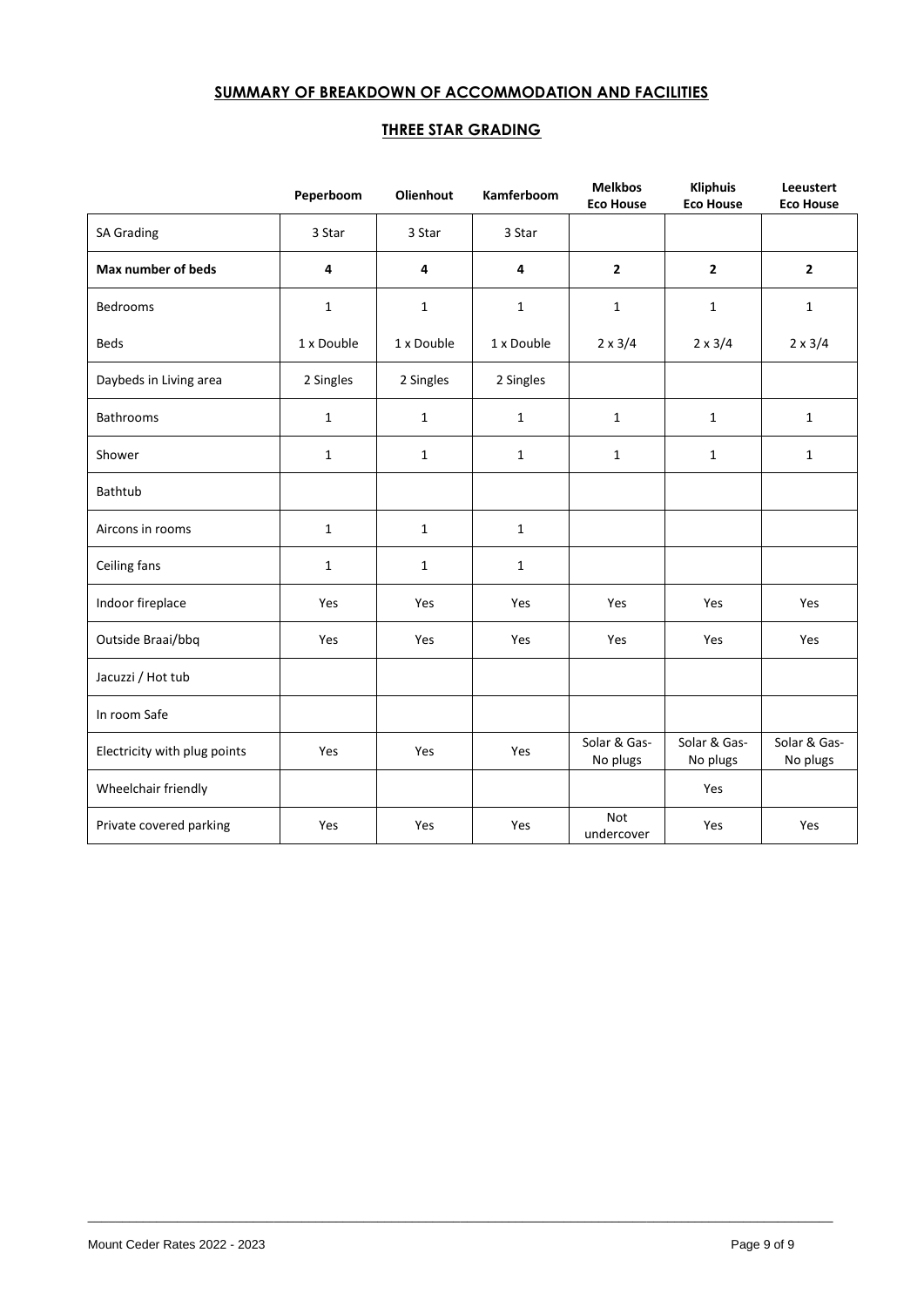## SUMMARY OF BREAKDOWN OF ACCOMMODATION AND FACILITIES

## THREE STAR GRADING

| | Peperboom | Olienhout | Kamferboom | Melkbos Eco House | Kliphuis Eco House | Leeustert Eco House |
|---|---|---|---|---|---|---|
| SA Grading | 3 Star | 3 Star | 3 Star | | | |
| **Max number of beds** | **4** | **4** | **4** | **2** | **2** | **2** |
| Bedrooms | 1 | 1 | 1 | 1 | 1 | 1 |
| Beds | 1 x Double | 1 x Double | 1 x Double | 2 x 3/4 | 2 x 3/4 | 2 x 3/4 |
| Daybeds in Living area | 2 Singles | 2 Singles | 2 Singles | | | |
| Bathrooms | 1 | 1 | 1 | 1 | 1 | 1 |
| Shower | 1 | 1 | 1 | 1 | 1 | 1 |
| Bathtub | | | | | | |
| Aircons in rooms | 1 | 1 | 1 | | | |
| Ceiling fans | 1 | 1 | 1 | | | |
| Indoor fireplace | Yes | Yes | Yes | Yes | Yes | Yes |
| Outside Braai/bbq | Yes | Yes | Yes | Yes | Yes | Yes |
| Jacuzzi / Hot tub | | | | | | |
| In room Safe | | | | | | |
| Electricity with plug points | Yes | Yes | Yes | Solar & Gas- No plugs | Solar & Gas- No plugs | Solar & Gas- No plugs |
| Wheelchair friendly | | | | | Yes | |
| Private covered parking | Yes | Yes | Yes | Not undercover | Yes | Yes |